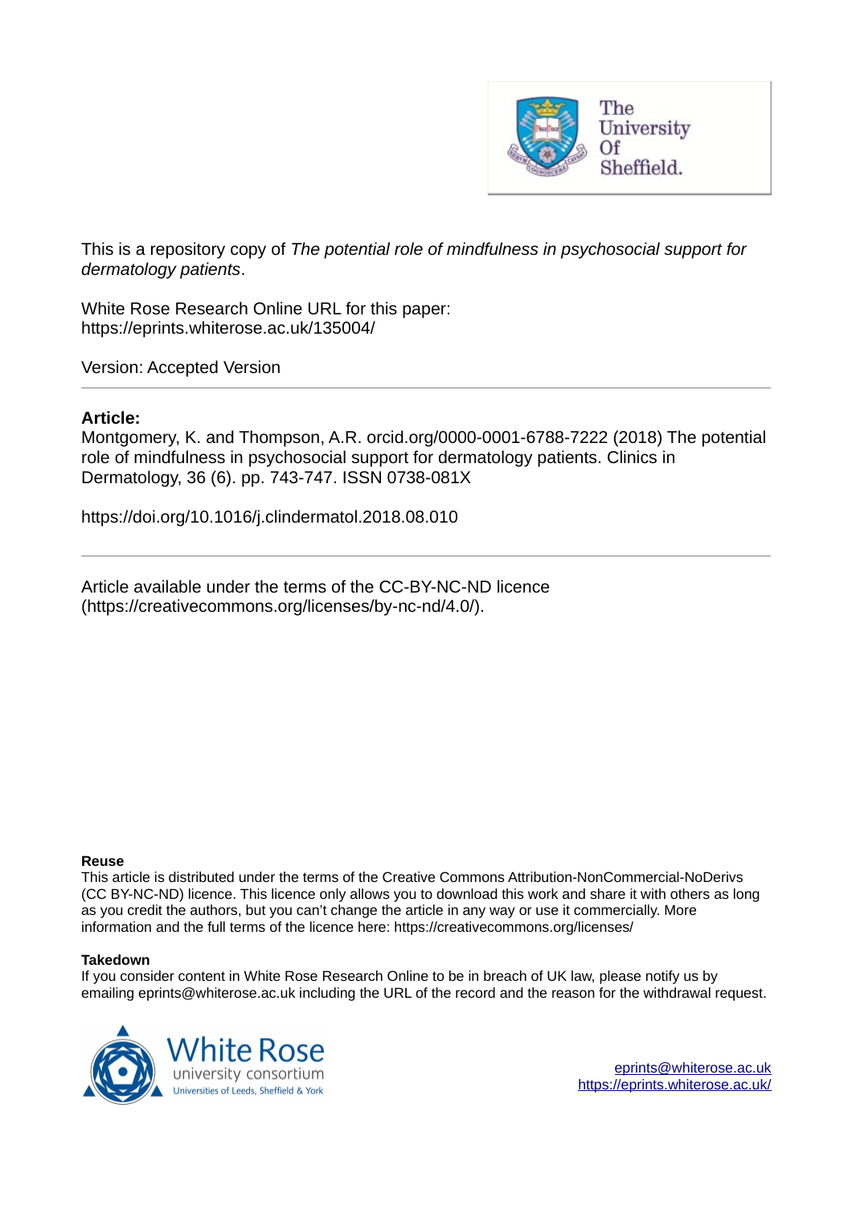This is a repository copy of *The potential role of mindfulness in psychosocial support for dermatology patients*.

White Rose Research Online URL for this paper:
https://eprints.whiterose.ac.uk/135004/

Version: Accepted Version

---

**Article:**

Montgomery, K. and Thompson, A.R. orcid.org/0000-0001-6788-7222 (2018) The potential role of mindfulness in psychosocial support for dermatology patients. Clinics in Dermatology, 36 (6). pp. 743-747. ISSN 0738-081X

https://doi.org/10.1016/j.clindermatol.2018.08.010

---

Article available under the terms of the CC-BY-NC-ND licence (https://creativecommons.org/licenses/by-nc-nd/4.0/).

**Reuse**

This article is distributed under the terms of the Creative Commons Attribution-NonCommercial-NoDerivs (CC BY-NC-ND) licence. This licence only allows you to download this work and share it with others as long as you credit the authors, but you can't change the article in any way or use it commercially. More information and the full terms of the licence here: https://creativecommons.org/licenses/

**Takedown**

If you consider content in White Rose Research Online to be in breach of UK law, please notify us by emailing eprints@whiterose.ac.uk including the URL of the record and the reason for the withdrawal request.

eprints@whiterose.ac.uk
https://eprints.whiterose.ac.uk/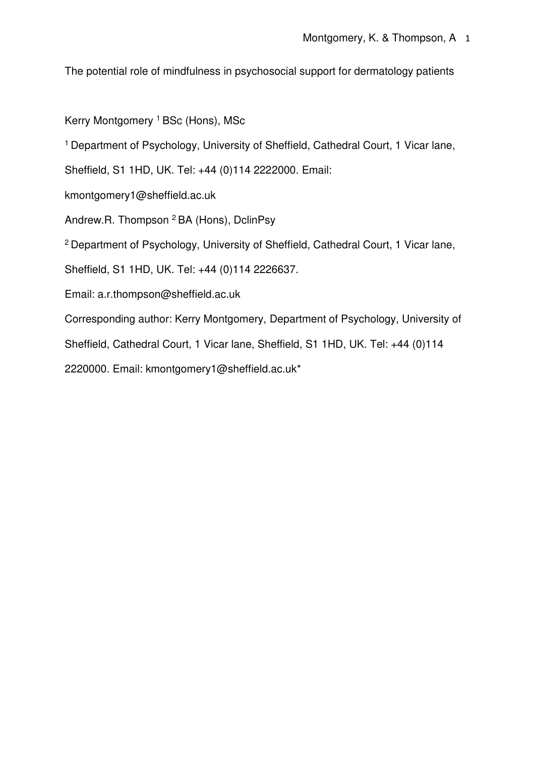The potential role of mindfulness in psychosocial support for dermatology patients

Kerry Montgomery [1] BSc (Hons), MSc

[1] Department of Psychology, University of Sheffield, Cathedral Court, 1 Vicar lane, Sheffield, S1 1HD, UK. Tel: +44 (0)114 2222000. Email: kmontgomery1@sheffield.ac.uk

Andrew.R. Thompson [2] BA (Hons), DclinPsy

[2] Department of Psychology, University of Sheffield, Cathedral Court, 1 Vicar lane, Sheffield, S1 1HD, UK. Tel: +44 (0)114 2226637.

Email: a.r.thompson@sheffield.ac.uk

Corresponding author: Kerry Montgomery, Department of Psychology, University of Sheffield, Cathedral Court, 1 Vicar lane, Sheffield, S1 1HD, UK. Tel: +44 (0)114 2220000. Email: kmontgomery1@sheffield.ac.uk*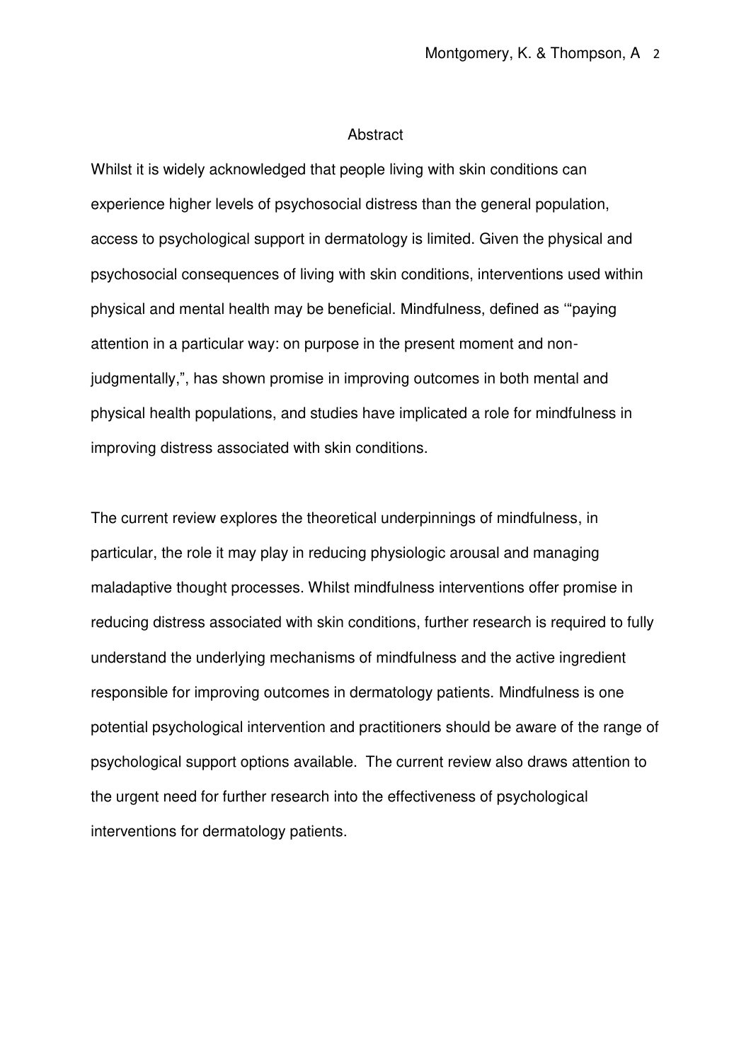# Abstract

Whilst it is widely acknowledged that people living with skin conditions can experience higher levels of psychosocial distress than the general population, access to psychological support in dermatology is limited. Given the physical and psychosocial consequences of living with skin conditions, interventions used within physical and mental health may be beneficial. Mindfulness, defined as '"paying attention in a particular way: on purpose in the present moment and non-judgmentally,", has shown promise in improving outcomes in both mental and physical health populations, and studies have implicated a role for mindfulness in improving distress associated with skin conditions.

The current review explores the theoretical underpinnings of mindfulness, in particular, the role it may play in reducing physiologic arousal and managing maladaptive thought processes. Whilst mindfulness interventions offer promise in reducing distress associated with skin conditions, further research is required to fully understand the underlying mechanisms of mindfulness and the active ingredient responsible for improving outcomes in dermatology patients. Mindfulness is one potential psychological intervention and practitioners should be aware of the range of psychological support options available. The current review also draws attention to the urgent need for further research into the effectiveness of psychological interventions for dermatology patients.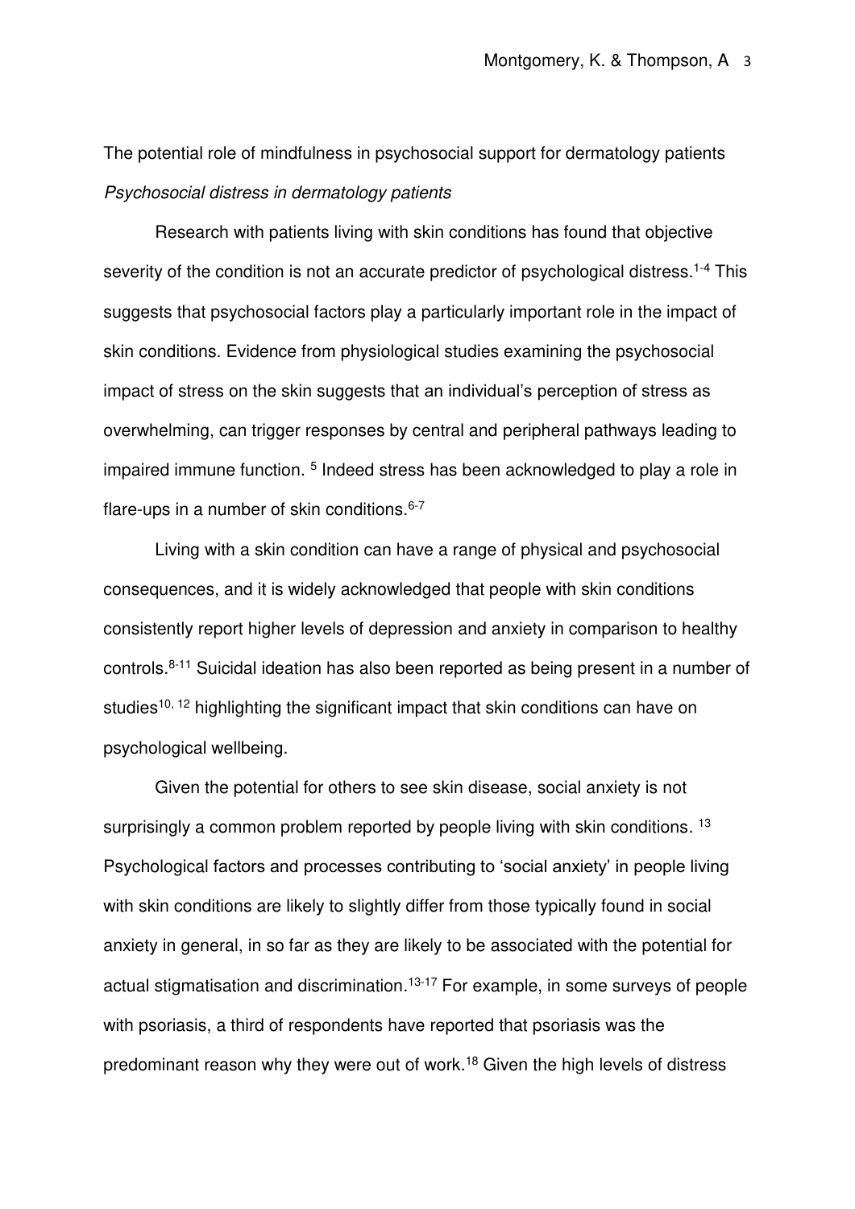The potential role of mindfulness in psychosocial support for dermatology patients

*Psychosocial distress in dermatology patients*

Research with patients living with skin conditions has found that objective severity of the condition is not an accurate predictor of psychological distress.[1-4] This suggests that psychosocial factors play a particularly important role in the impact of skin conditions. Evidence from physiological studies examining the psychosocial impact of stress on the skin suggests that an individual's perception of stress as overwhelming, can trigger responses by central and peripheral pathways leading to impaired immune function. [5] Indeed stress has been acknowledged to play a role in flare-ups in a number of skin conditions.[6-7]

Living with a skin condition can have a range of physical and psychosocial consequences, and it is widely acknowledged that people with skin conditions consistently report higher levels of depression and anxiety in comparison to healthy controls.[8-11] Suicidal ideation has also been reported as being present in a number of studies[10, 12] highlighting the significant impact that skin conditions can have on psychological wellbeing.

Given the potential for others to see skin disease, social anxiety is not surprisingly a common problem reported by people living with skin conditions. [13] Psychological factors and processes contributing to 'social anxiety' in people living with skin conditions are likely to slightly differ from those typically found in social anxiety in general, in so far as they are likely to be associated with the potential for actual stigmatisation and discrimination.[13-17] For example, in some surveys of people with psoriasis, a third of respondents have reported that psoriasis was the predominant reason why they were out of work.[18] Given the high levels of distress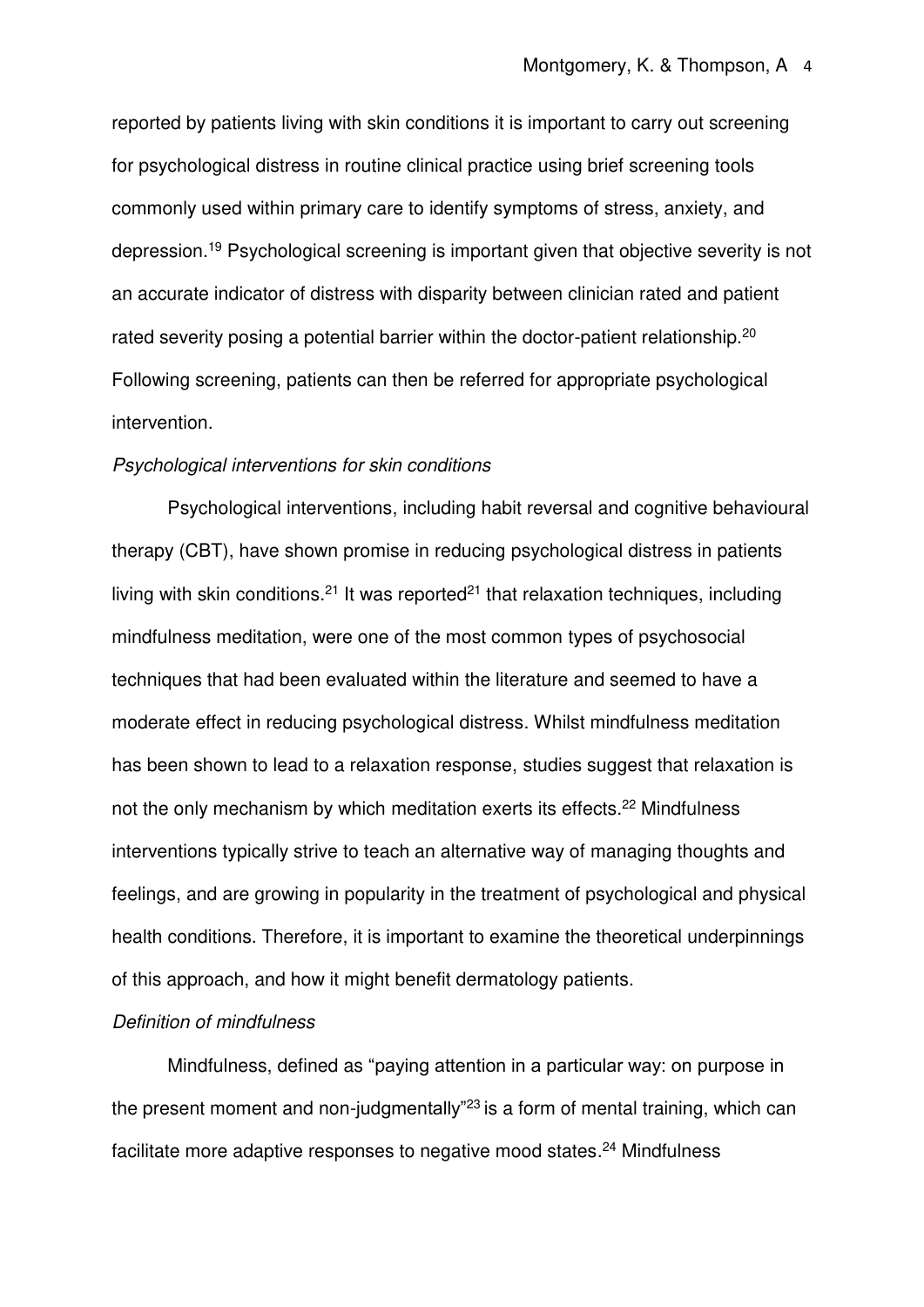reported by patients living with skin conditions it is important to carry out screening for psychological distress in routine clinical practice using brief screening tools commonly used within primary care to identify symptoms of stress, anxiety, and depression.[19] Psychological screening is important given that objective severity is not an accurate indicator of distress with disparity between clinician rated and patient rated severity posing a potential barrier within the doctor-patient relationship.[20] Following screening, patients can then be referred for appropriate psychological intervention.

*Psychological interventions for skin conditions*

Psychological interventions, including habit reversal and cognitive behavioural therapy (CBT), have shown promise in reducing psychological distress in patients living with skin conditions.[21] It was reported[21] that relaxation techniques, including mindfulness meditation, were one of the most common types of psychosocial techniques that had been evaluated within the literature and seemed to have a moderate effect in reducing psychological distress. Whilst mindfulness meditation has been shown to lead to a relaxation response, studies suggest that relaxation is not the only mechanism by which meditation exerts its effects.[22] Mindfulness interventions typically strive to teach an alternative way of managing thoughts and feelings, and are growing in popularity in the treatment of psychological and physical health conditions. Therefore, it is important to examine the theoretical underpinnings of this approach, and how it might benefit dermatology patients.

*Definition of mindfulness*

Mindfulness, defined as "paying attention in a particular way: on purpose in the present moment and non-judgmentally"[23] is a form of mental training, which can facilitate more adaptive responses to negative mood states.[24] Mindfulness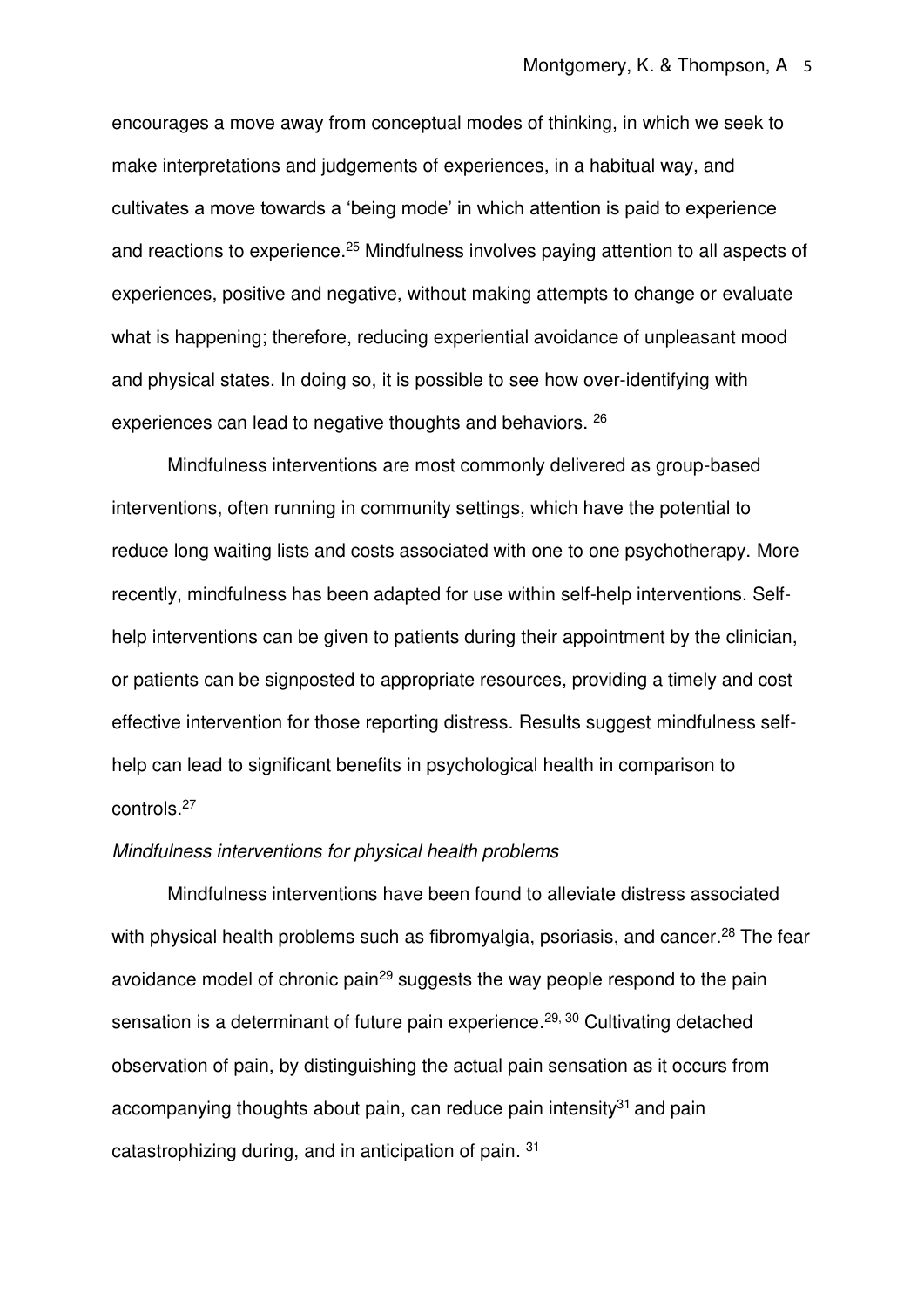encourages a move away from conceptual modes of thinking, in which we seek to make interpretations and judgements of experiences, in a habitual way, and cultivates a move towards a 'being mode' in which attention is paid to experience and reactions to experience.[25] Mindfulness involves paying attention to all aspects of experiences, positive and negative, without making attempts to change or evaluate what is happening; therefore, reducing experiential avoidance of unpleasant mood and physical states. In doing so, it is possible to see how over-identifying with experiences can lead to negative thoughts and behaviors. [26]

Mindfulness interventions are most commonly delivered as group-based interventions, often running in community settings, which have the potential to reduce long waiting lists and costs associated with one to one psychotherapy. More recently, mindfulness has been adapted for use within self-help interventions. Self-help interventions can be given to patients during their appointment by the clinician, or patients can be signposted to appropriate resources, providing a timely and cost effective intervention for those reporting distress. Results suggest mindfulness self-help can lead to significant benefits in psychological health in comparison to controls.[27]

*Mindfulness interventions for physical health problems*

Mindfulness interventions have been found to alleviate distress associated with physical health problems such as fibromyalgia, psoriasis, and cancer.[28] The fear avoidance model of chronic pain[29] suggests the way people respond to the pain sensation is a determinant of future pain experience.[29, 30] Cultivating detached observation of pain, by distinguishing the actual pain sensation as it occurs from accompanying thoughts about pain, can reduce pain intensity[31] and pain catastrophizing during, and in anticipation of pain. [31]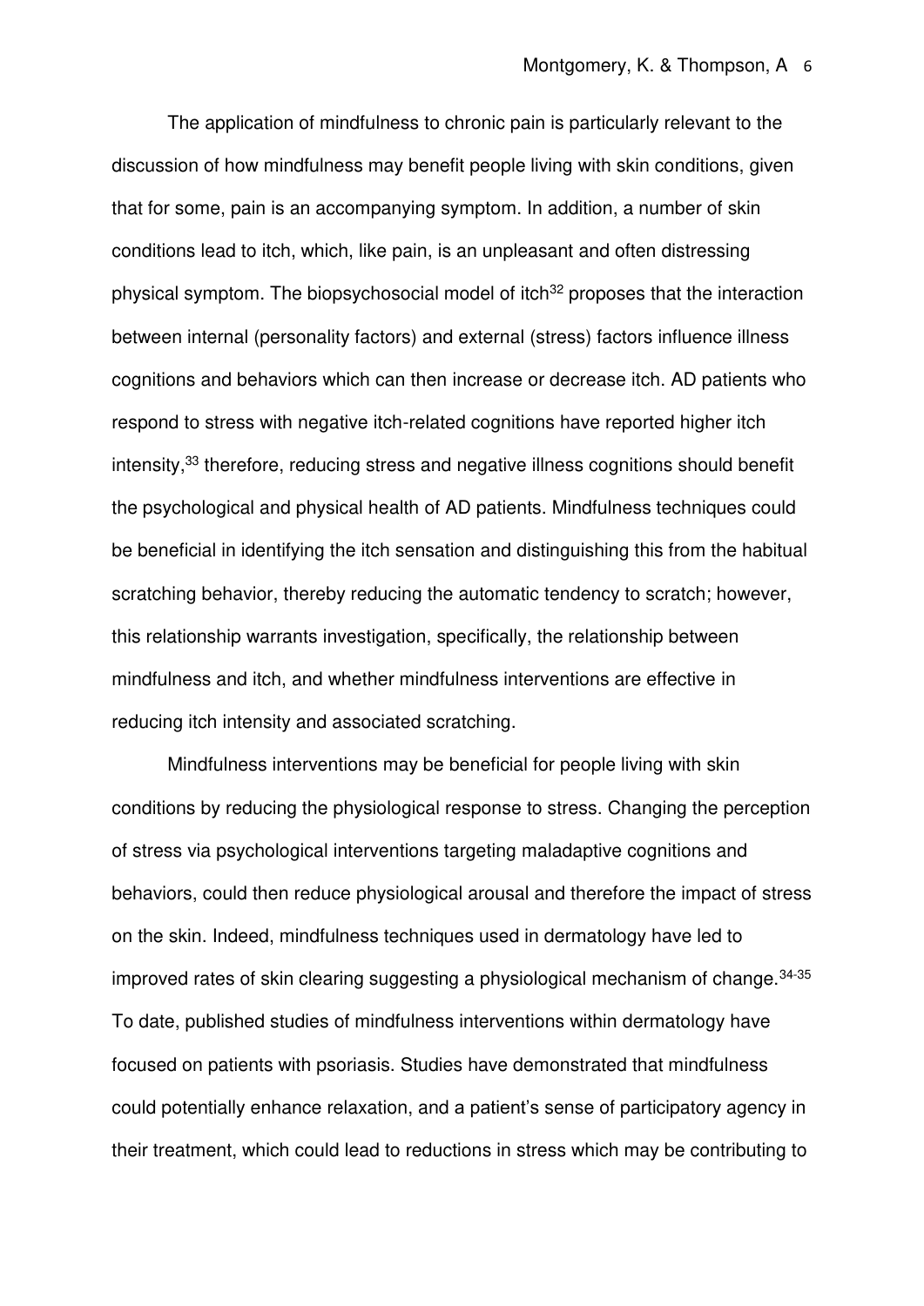The application of mindfulness to chronic pain is particularly relevant to the discussion of how mindfulness may benefit people living with skin conditions, given that for some, pain is an accompanying symptom. In addition, a number of skin conditions lead to itch, which, like pain, is an unpleasant and often distressing physical symptom. The biopsychosocial model of itch[32] proposes that the interaction between internal (personality factors) and external (stress) factors influence illness cognitions and behaviors which can then increase or decrease itch. AD patients who respond to stress with negative itch-related cognitions have reported higher itch intensity,[33] therefore, reducing stress and negative illness cognitions should benefit the psychological and physical health of AD patients. Mindfulness techniques could be beneficial in identifying the itch sensation and distinguishing this from the habitual scratching behavior, thereby reducing the automatic tendency to scratch; however, this relationship warrants investigation, specifically, the relationship between mindfulness and itch, and whether mindfulness interventions are effective in reducing itch intensity and associated scratching.

Mindfulness interventions may be beneficial for people living with skin conditions by reducing the physiological response to stress. Changing the perception of stress via psychological interventions targeting maladaptive cognitions and behaviors, could then reduce physiological arousal and therefore the impact of stress on the skin. Indeed, mindfulness techniques used in dermatology have led to improved rates of skin clearing suggesting a physiological mechanism of change.[34-35] To date, published studies of mindfulness interventions within dermatology have focused on patients with psoriasis. Studies have demonstrated that mindfulness could potentially enhance relaxation, and a patient's sense of participatory agency in their treatment, which could lead to reductions in stress which may be contributing to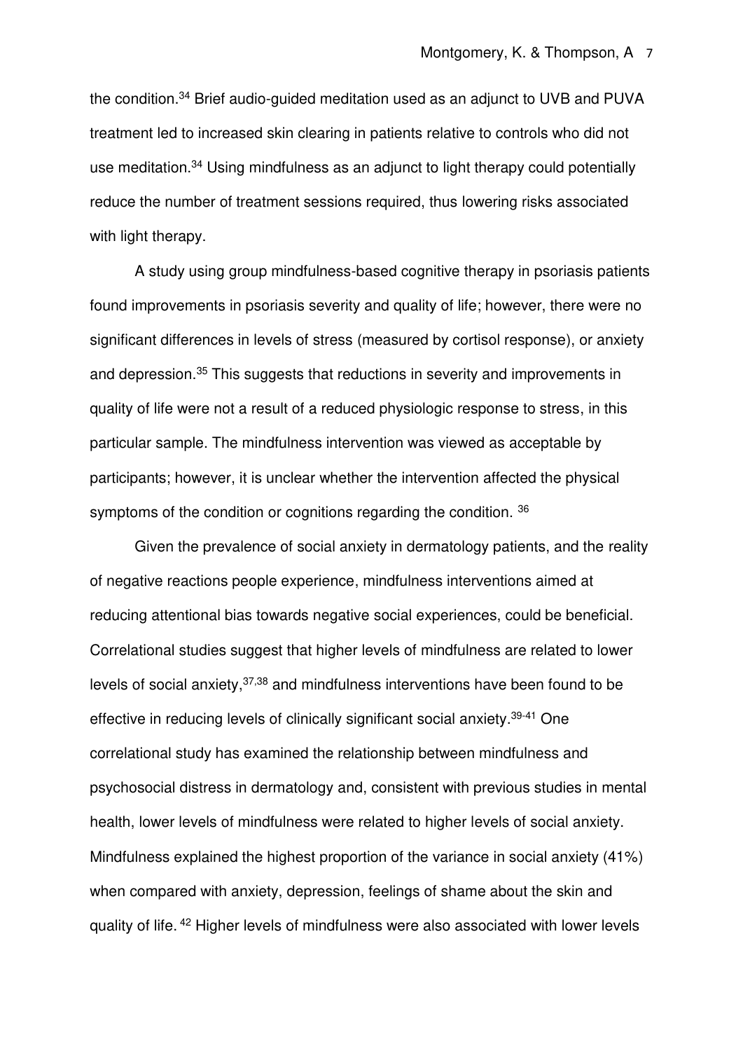the condition.[34] Brief audio-guided meditation used as an adjunct to UVB and PUVA treatment led to increased skin clearing in patients relative to controls who did not use meditation.[34] Using mindfulness as an adjunct to light therapy could potentially reduce the number of treatment sessions required, thus lowering risks associated with light therapy.

A study using group mindfulness-based cognitive therapy in psoriasis patients found improvements in psoriasis severity and quality of life; however, there were no significant differences in levels of stress (measured by cortisol response), or anxiety and depression.[35] This suggests that reductions in severity and improvements in quality of life were not a result of a reduced physiologic response to stress, in this particular sample. The mindfulness intervention was viewed as acceptable by participants; however, it is unclear whether the intervention affected the physical symptoms of the condition or cognitions regarding the condition. [36]

Given the prevalence of social anxiety in dermatology patients, and the reality of negative reactions people experience, mindfulness interventions aimed at reducing attentional bias towards negative social experiences, could be beneficial. Correlational studies suggest that higher levels of mindfulness are related to lower levels of social anxiety,[37,38] and mindfulness interventions have been found to be effective in reducing levels of clinically significant social anxiety.[39-41] One correlational study has examined the relationship between mindfulness and psychosocial distress in dermatology and, consistent with previous studies in mental health, lower levels of mindfulness were related to higher levels of social anxiety. Mindfulness explained the highest proportion of the variance in social anxiety (41%) when compared with anxiety, depression, feelings of shame about the skin and quality of life. [42] Higher levels of mindfulness were also associated with lower levels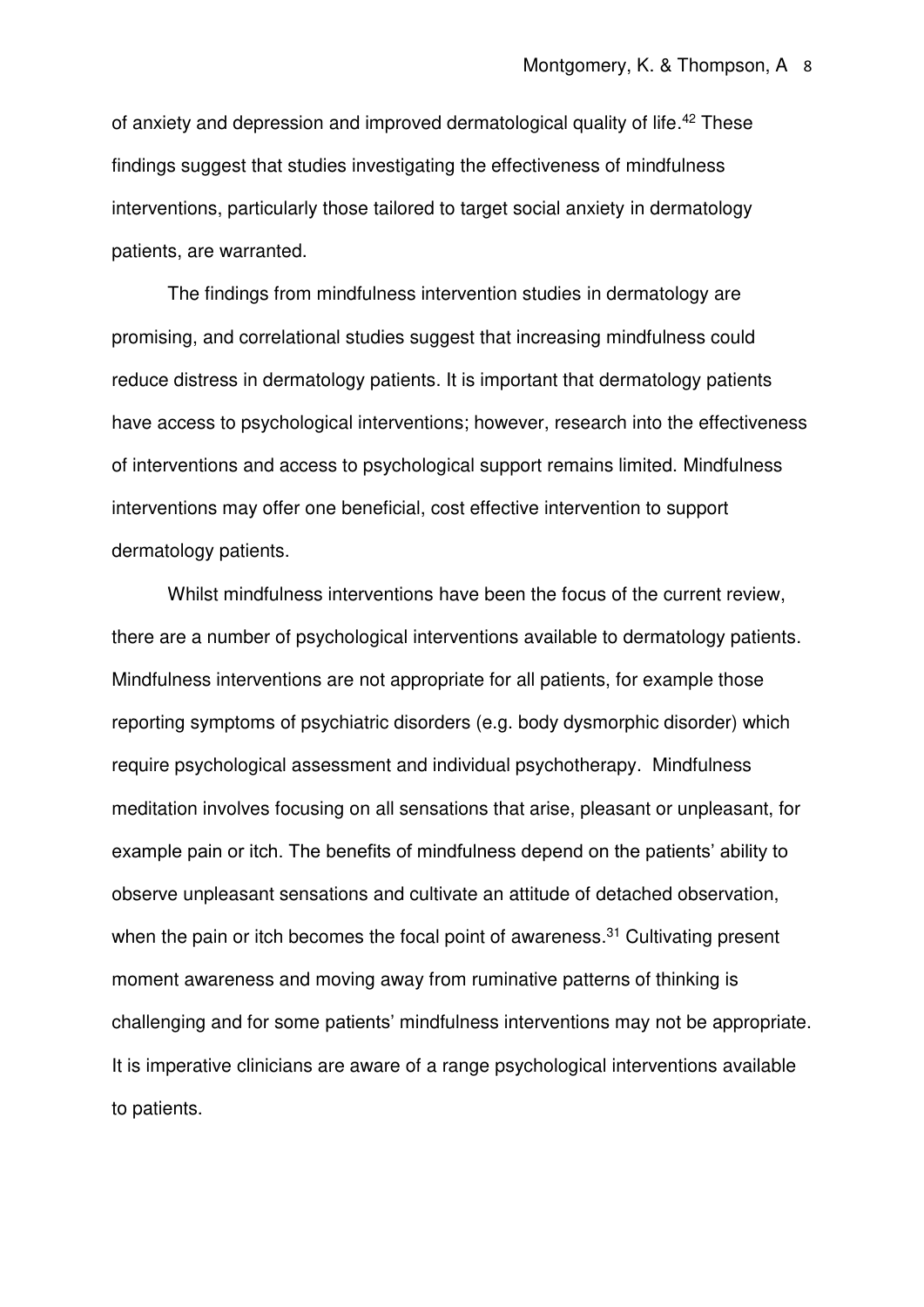of anxiety and depression and improved dermatological quality of life.[42] These findings suggest that studies investigating the effectiveness of mindfulness interventions, particularly those tailored to target social anxiety in dermatology patients, are warranted.

The findings from mindfulness intervention studies in dermatology are promising, and correlational studies suggest that increasing mindfulness could reduce distress in dermatology patients. It is important that dermatology patients have access to psychological interventions; however, research into the effectiveness of interventions and access to psychological support remains limited. Mindfulness interventions may offer one beneficial, cost effective intervention to support dermatology patients.

Whilst mindfulness interventions have been the focus of the current review, there are a number of psychological interventions available to dermatology patients. Mindfulness interventions are not appropriate for all patients, for example those reporting symptoms of psychiatric disorders (e.g. body dysmorphic disorder) which require psychological assessment and individual psychotherapy. Mindfulness meditation involves focusing on all sensations that arise, pleasant or unpleasant, for example pain or itch. The benefits of mindfulness depend on the patients' ability to observe unpleasant sensations and cultivate an attitude of detached observation, when the pain or itch becomes the focal point of awareness.[31] Cultivating present moment awareness and moving away from ruminative patterns of thinking is challenging and for some patients' mindfulness interventions may not be appropriate. It is imperative clinicians are aware of a range psychological interventions available to patients.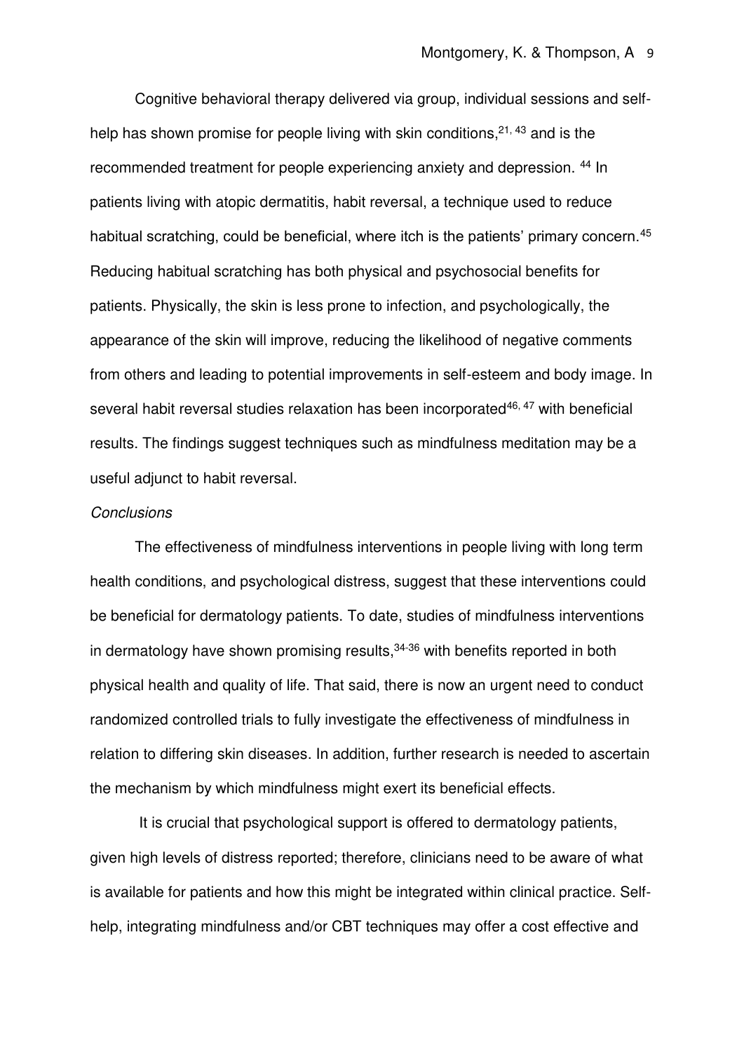Cognitive behavioral therapy delivered via group, individual sessions and self-help has shown promise for people living with skin conditions,[21, 43] and is the recommended treatment for people experiencing anxiety and depression. [44] In patients living with atopic dermatitis, habit reversal, a technique used to reduce habitual scratching, could be beneficial, where itch is the patients' primary concern.[45] Reducing habitual scratching has both physical and psychosocial benefits for patients. Physically, the skin is less prone to infection, and psychologically, the appearance of the skin will improve, reducing the likelihood of negative comments from others and leading to potential improvements in self-esteem and body image. In several habit reversal studies relaxation has been incorporated[46, 47] with beneficial results. The findings suggest techniques such as mindfulness meditation may be a useful adjunct to habit reversal.

*Conclusions*

The effectiveness of mindfulness interventions in people living with long term health conditions, and psychological distress, suggest that these interventions could be beneficial for dermatology patients. To date, studies of mindfulness interventions in dermatology have shown promising results,[34-36] with benefits reported in both physical health and quality of life. That said, there is now an urgent need to conduct randomized controlled trials to fully investigate the effectiveness of mindfulness in relation to differing skin diseases. In addition, further research is needed to ascertain the mechanism by which mindfulness might exert its beneficial effects.

It is crucial that psychological support is offered to dermatology patients, given high levels of distress reported; therefore, clinicians need to be aware of what is available for patients and how this might be integrated within clinical practice. Self-help, integrating mindfulness and/or CBT techniques may offer a cost effective and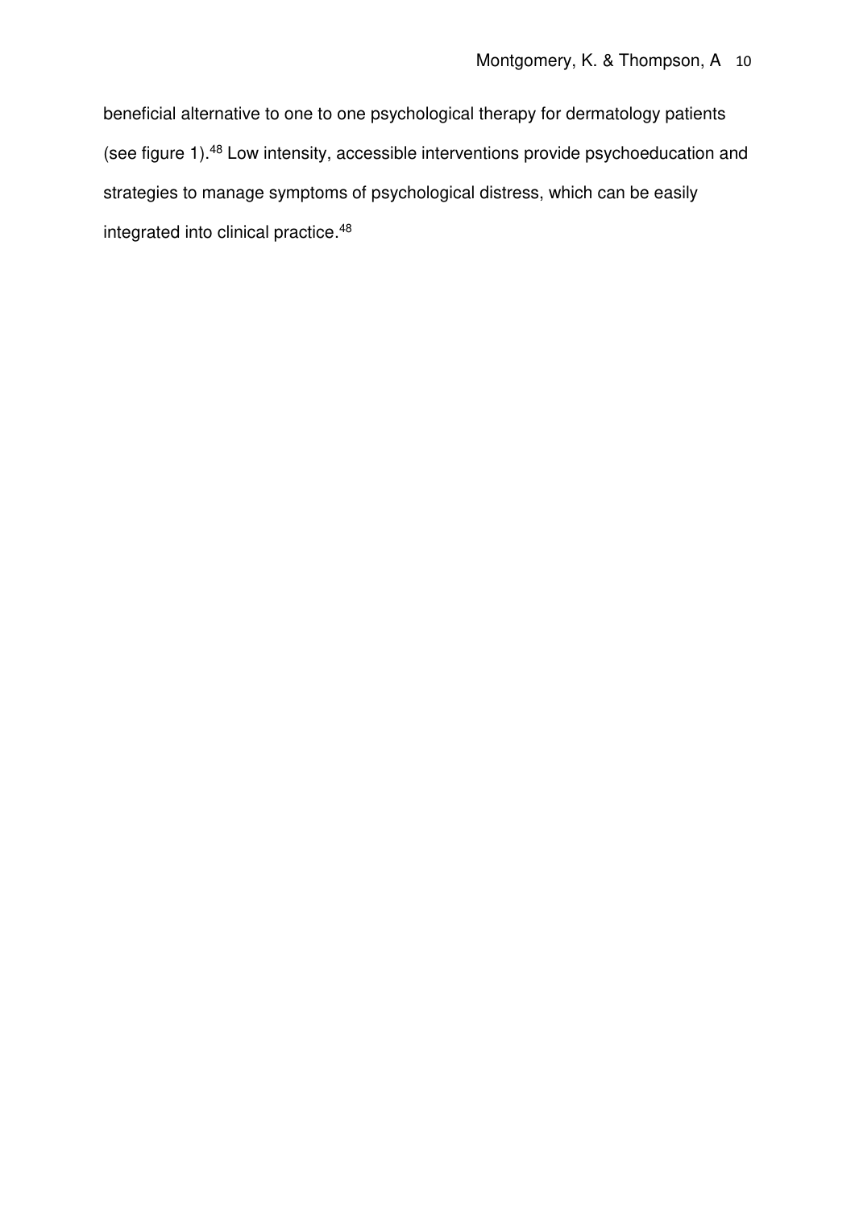beneficial alternative to one to one psychological therapy for dermatology patients (see figure 1).[48] Low intensity, accessible interventions provide psychoeducation and strategies to manage symptoms of psychological distress, which can be easily integrated into clinical practice.[48]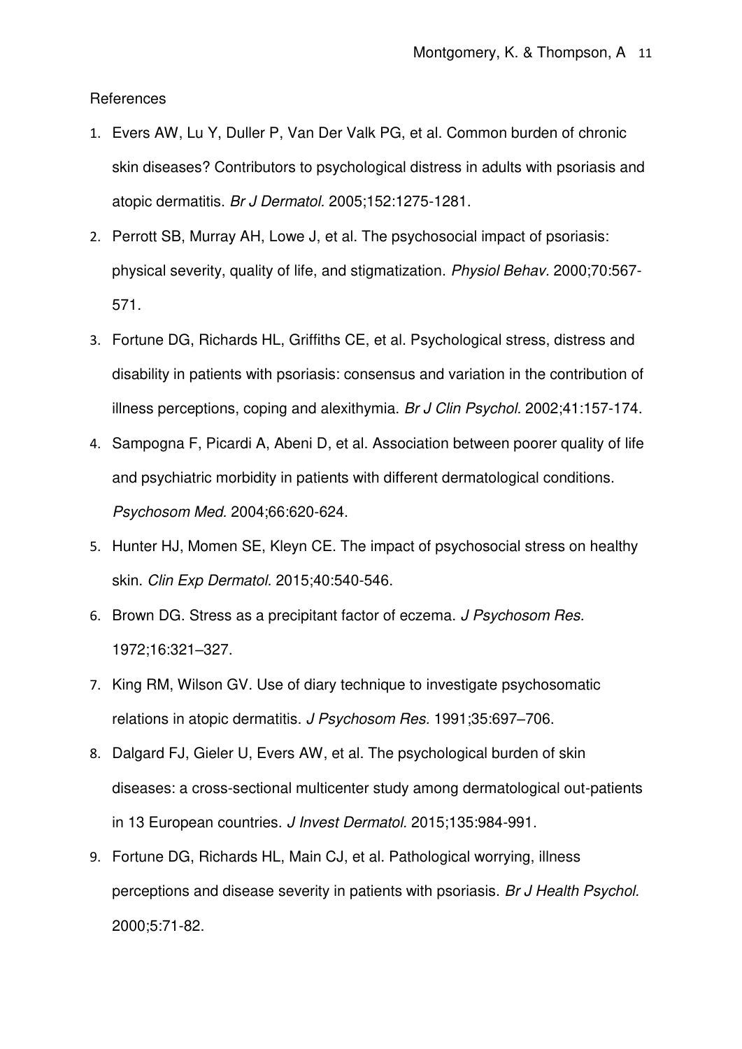References

1. Evers AW, Lu Y, Duller P, Van Der Valk PG, et al. Common burden of chronic skin diseases? Contributors to psychological distress in adults with psoriasis and atopic dermatitis. *Br J Dermatol.* 2005;152:1275-1281.
2. Perrott SB, Murray AH, Lowe J, et al. The psychosocial impact of psoriasis: physical severity, quality of life, and stigmatization. *Physiol Behav.* 2000;70:567-571.
3. Fortune DG, Richards HL, Griffiths CE, et al. Psychological stress, distress and disability in patients with psoriasis: consensus and variation in the contribution of illness perceptions, coping and alexithymia. *Br J Clin Psychol.* 2002;41:157-174.
4. Sampogna F, Picardi A, Abeni D, et al. Association between poorer quality of life and psychiatric morbidity in patients with different dermatological conditions. *Psychosom Med.* 2004;66:620-624.
5. Hunter HJ, Momen SE, Kleyn CE. The impact of psychosocial stress on healthy skin. *Clin Exp Dermatol.* 2015;40:540-546.
6. Brown DG. Stress as a precipitant factor of eczema. *J Psychosom Res.* 1972;16:321–327.
7. King RM, Wilson GV. Use of diary technique to investigate psychosomatic relations in atopic dermatitis. *J Psychosom Res.* 1991;35:697–706.
8. Dalgard FJ, Gieler U, Evers AW, et al. The psychological burden of skin diseases: a cross-sectional multicenter study among dermatological out-patients in 13 European countries. *J Invest Dermatol.* 2015;135:984-991.
9. Fortune DG, Richards HL, Main CJ, et al. Pathological worrying, illness perceptions and disease severity in patients with psoriasis. *Br J Health Psychol.* 2000;5:71-82.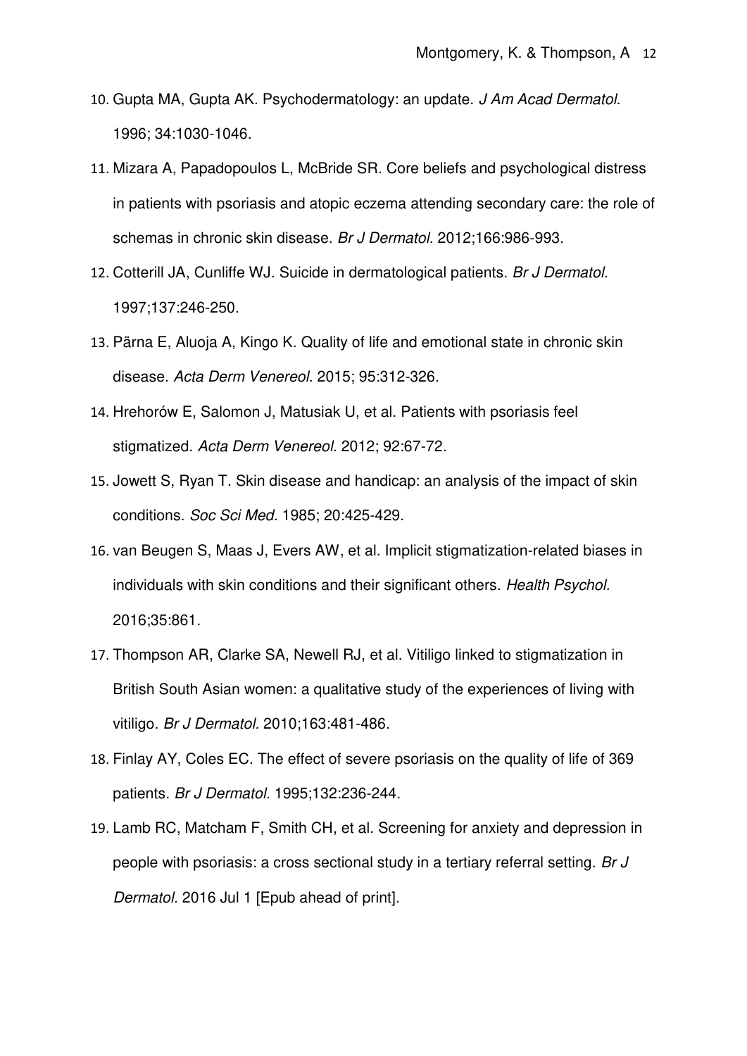10. Gupta MA, Gupta AK. Psychodermatology: an update. *J Am Acad Dermatol*. 1996; 34:1030-1046.
11. Mizara A, Papadopoulos L, McBride SR. Core beliefs and psychological distress in patients with psoriasis and atopic eczema attending secondary care: the role of schemas in chronic skin disease. *Br J Dermatol.* 2012;166:986-993.
12. Cotterill JA, Cunliffe WJ. Suicide in dermatological patients. *Br J Dermatol*. 1997;137:246-250.
13. Pärna E, Aluoja A, Kingo K. Quality of life and emotional state in chronic skin disease. *Acta Derm Venereol.* 2015; 95:312-326.
14. Hrehorów E, Salomon J, Matusiak U, et al. Patients with psoriasis feel stigmatized. *Acta Derm Venereol.* 2012; 92:67-72.
15. Jowett S, Ryan T. Skin disease and handicap: an analysis of the impact of skin conditions. *Soc Sci Med.* 1985; 20:425-429.
16. van Beugen S, Maas J, Evers AW, et al. Implicit stigmatization-related biases in individuals with skin conditions and their significant others. *Health Psychol.* 2016;35:861.
17. Thompson AR, Clarke SA, Newell RJ, et al. Vitiligo linked to stigmatization in British South Asian women: a qualitative study of the experiences of living with vitiligo. *Br J Dermatol.* 2010;163:481-486.
18. Finlay AY, Coles EC. The effect of severe psoriasis on the quality of life of 369 patients. *Br J Dermatol.* 1995;132:236-244.
19. Lamb RC, Matcham F, Smith CH, et al. Screening for anxiety and depression in people with psoriasis: a cross sectional study in a tertiary referral setting. *Br J Dermatol*. 2016 Jul 1 [Epub ahead of print].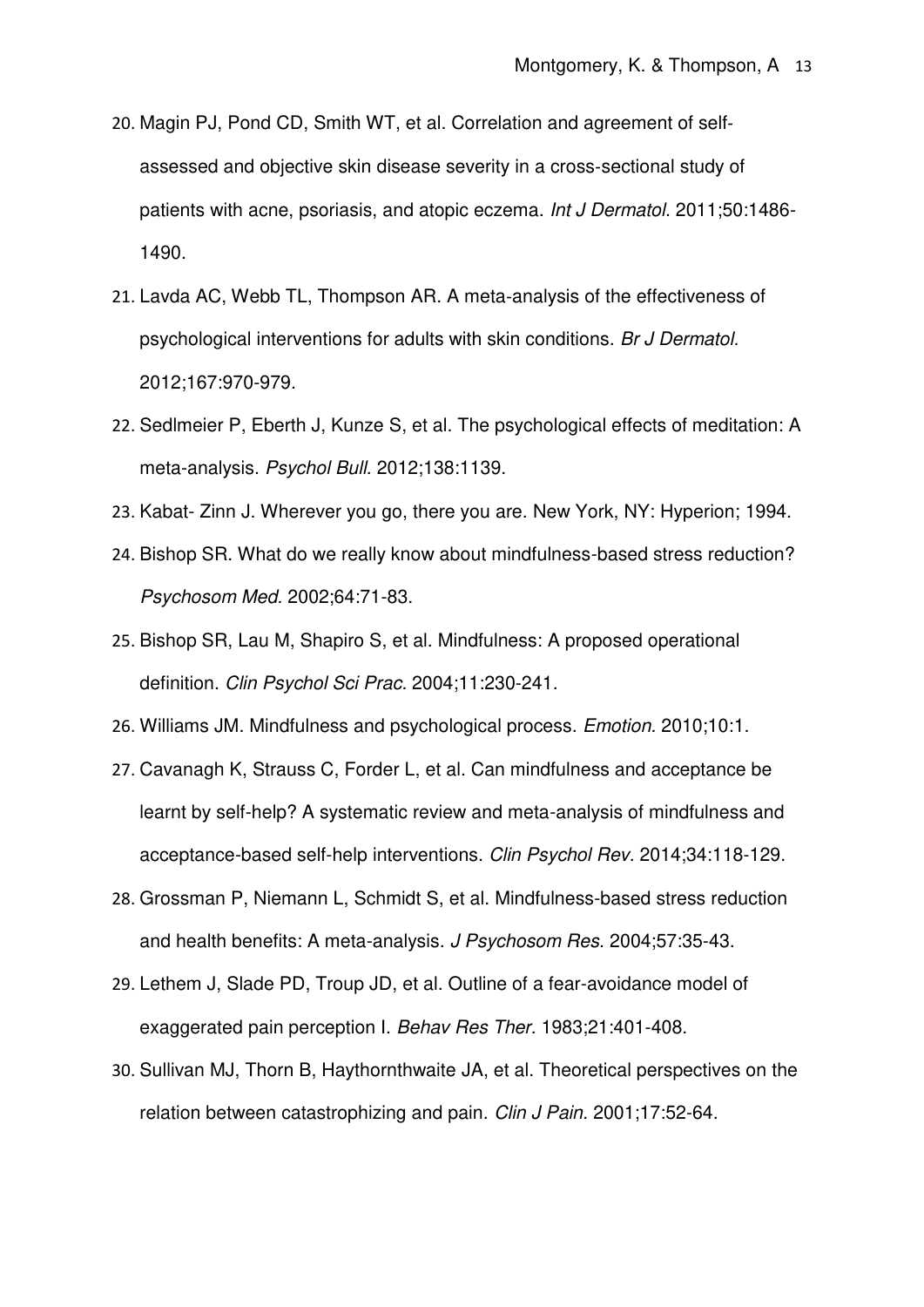20. Magin PJ, Pond CD, Smith WT, et al. Correlation and agreement of self-assessed and objective skin disease severity in a cross-sectional study of patients with acne, psoriasis, and atopic eczema. *Int J Dermatol*. 2011;50:1486-1490.
21. Lavda AC, Webb TL, Thompson AR. A meta-analysis of the effectiveness of psychological interventions for adults with skin conditions. *Br J Dermatol*. 2012;167:970-979.
22. Sedlmeier P, Eberth J, Kunze S, et al. The psychological effects of meditation: A meta-analysis. *Psychol Bull.* 2012;138:1139.
23. Kabat- Zinn J. Wherever you go, there you are. New York, NY: Hyperion; 1994.
24. Bishop SR. What do we really know about mindfulness-based stress reduction? *Psychosom Med.* 2002;64:71-83.
25. Bishop SR, Lau M, Shapiro S, et al. Mindfulness: A proposed operational definition. *Clin Psychol Sci Prac.* 2004;11:230-241.
26. Williams JM. Mindfulness and psychological process. *Emotion.* 2010;10:1.
27. Cavanagh K, Strauss C, Forder L, et al. Can mindfulness and acceptance be learnt by self-help? A systematic review and meta-analysis of mindfulness and acceptance-based self-help interventions. *Clin Psychol Rev.* 2014;34:118-129.
28. Grossman P, Niemann L, Schmidt S, et al. Mindfulness-based stress reduction and health benefits: A meta-analysis. *J Psychosom Res*. 2004;57:35-43.
29. Lethem J, Slade PD, Troup JD, et al. Outline of a fear-avoidance model of exaggerated pain perception I. *Behav Res Ther.* 1983;21:401-408.
30. Sullivan MJ, Thorn B, Haythornthwaite JA, et al. Theoretical perspectives on the relation between catastrophizing and pain. *Clin J Pain.* 2001;17:52-64.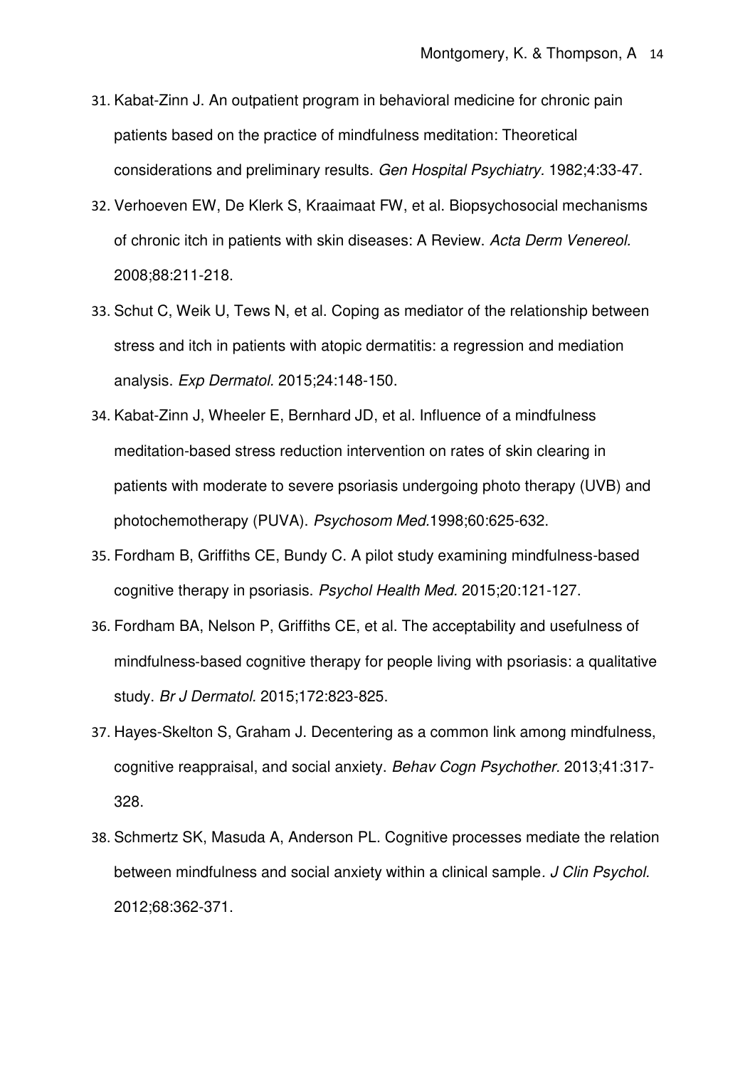31. Kabat-Zinn J. An outpatient program in behavioral medicine for chronic pain patients based on the practice of mindfulness meditation: Theoretical considerations and preliminary results. *Gen Hospital Psychiatry*. 1982;4:33-47.
32. Verhoeven EW, De Klerk S, Kraaimaat FW, et al. Biopsychosocial mechanisms of chronic itch in patients with skin diseases: A Review. *Acta Derm Venereol.* 2008;88:211-218.
33. Schut C, Weik U, Tews N, et al. Coping as mediator of the relationship between stress and itch in patients with atopic dermatitis: a regression and mediation analysis. *Exp Dermatol.* 2015;24:148-150.
34. Kabat-Zinn J, Wheeler E, Bernhard JD, et al. Influence of a mindfulness meditation-based stress reduction intervention on rates of skin clearing in patients with moderate to severe psoriasis undergoing photo therapy (UVB) and photochemotherapy (PUVA). *Psychosom Med.*1998;60:625-632.
35. Fordham B, Griffiths CE, Bundy C. A pilot study examining mindfulness-based cognitive therapy in psoriasis. *Psychol Health Med.* 2015;20:121-127.
36. Fordham BA, Nelson P, Griffiths CE, et al. The acceptability and usefulness of mindfulness-based cognitive therapy for people living with psoriasis: a qualitative study. *Br J Dermatol.* 2015;172:823-825.
37. Hayes-Skelton S, Graham J. Decentering as a common link among mindfulness, cognitive reappraisal, and social anxiety. *Behav Cogn Psychother.* 2013;41:317-328.
38. Schmertz SK, Masuda A, Anderson PL. Cognitive processes mediate the relation between mindfulness and social anxiety within a clinical sample. *J Clin Psychol.* 2012;68:362-371.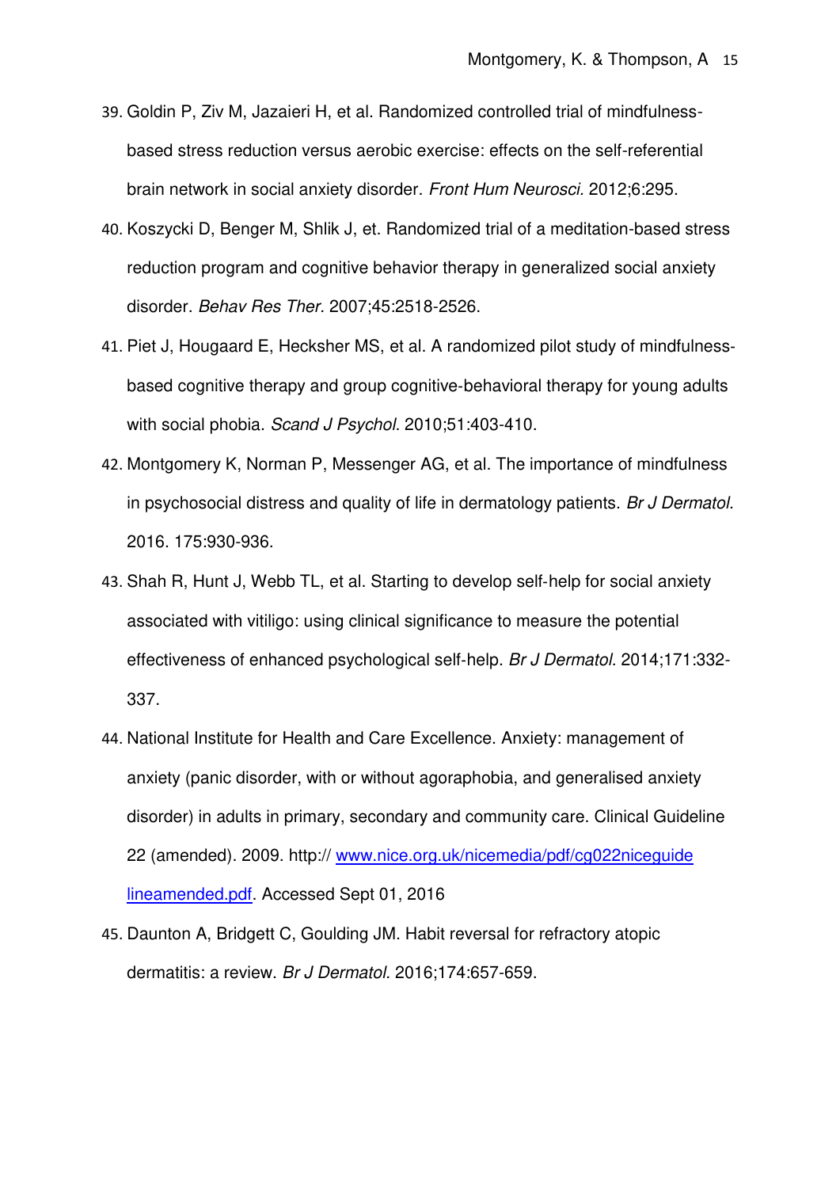39. Goldin P, Ziv M, Jazaieri H, et al. Randomized controlled trial of mindfulness-based stress reduction versus aerobic exercise: effects on the self-referential brain network in social anxiety disorder. *Front Hum Neurosci.* 2012;6:295.
40. Koszycki D, Benger M, Shlik J, et. Randomized trial of a meditation-based stress reduction program and cognitive behavior therapy in generalized social anxiety disorder. *Behav Res Ther.* 2007;45:2518-2526.
41. Piet J, Hougaard E, Hecksher MS, et al. A randomized pilot study of mindfulness-based cognitive therapy and group cognitive-behavioral therapy for young adults with social phobia. *Scand J Psychol.* 2010;51:403-410.
42. Montgomery K, Norman P, Messenger AG, et al. The importance of mindfulness in psychosocial distress and quality of life in dermatology patients. *Br J Dermatol.* 2016. 175:930-936.
43. Shah R, Hunt J, Webb TL, et al. Starting to develop self-help for social anxiety associated with vitiligo: using clinical significance to measure the potential effectiveness of enhanced psychological self-help. *Br J Dermatol.* 2014;171:332-337.
44. National Institute for Health and Care Excellence. Anxiety: management of anxiety (panic disorder, with or without agoraphobia, and generalised anxiety disorder) in adults in primary, secondary and community care. Clinical Guideline 22 (amended). 2009. http:// www.nice.org.uk/nicemedia/pdf/cg022niceguide lineamended.pdf. Accessed Sept 01, 2016
45. Daunton A, Bridgett C, Goulding JM. Habit reversal for refractory atopic dermatitis: a review. *Br J Dermatol.* 2016;174:657-659.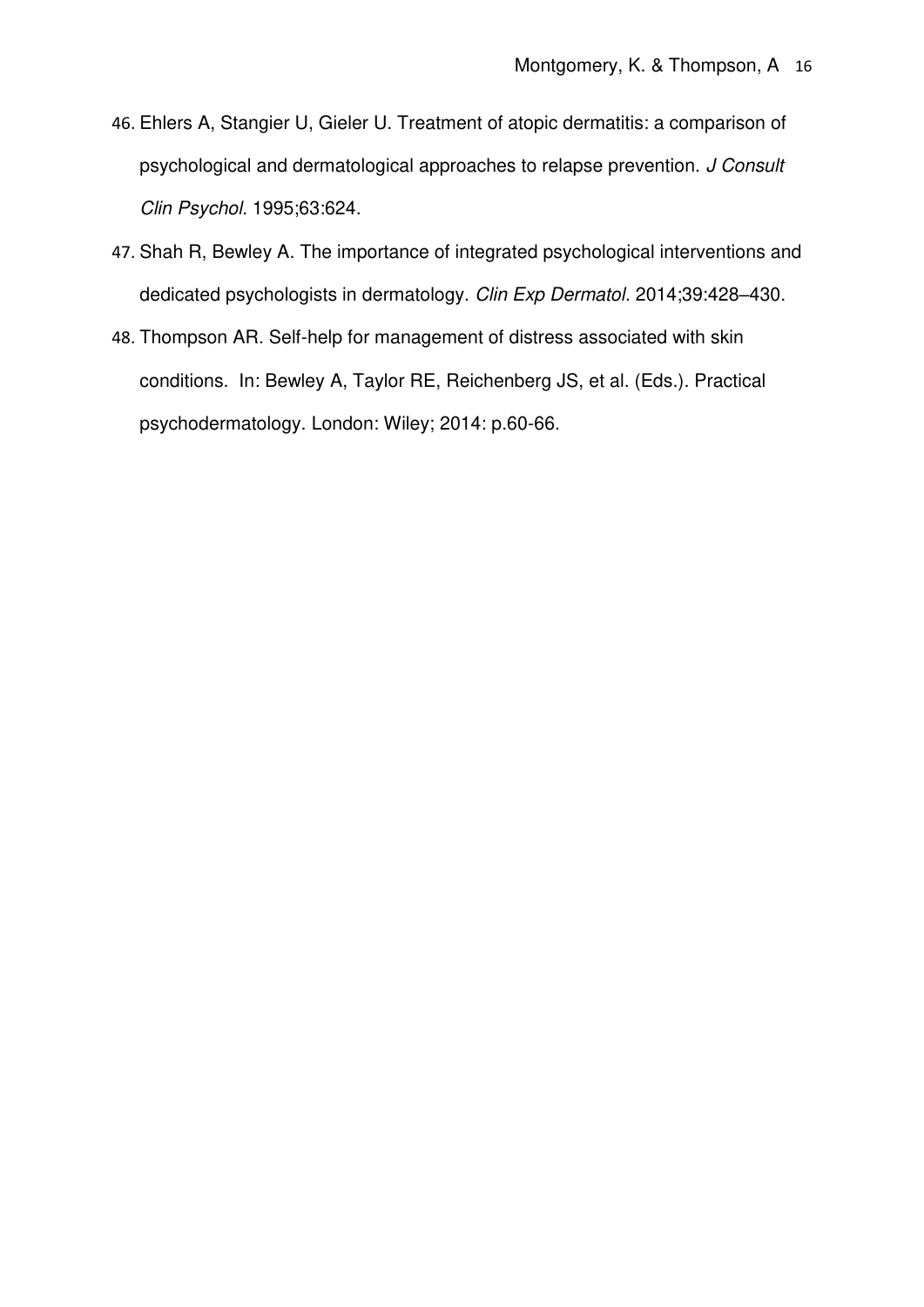46. Ehlers A, Stangier U, Gieler U. Treatment of atopic dermatitis: a comparison of psychological and dermatological approaches to relapse prevention. *J Consult Clin Psychol*. 1995;63:624.
47. Shah R, Bewley A. The importance of integrated psychological interventions and dedicated psychologists in dermatology. *Clin Exp Dermatol*. 2014;39:428–430.
48. Thompson AR. Self-help for management of distress associated with skin conditions. In: Bewley A, Taylor RE, Reichenberg JS, et al. (Eds.). Practical psychodermatology. London: Wiley; 2014: p.60-66.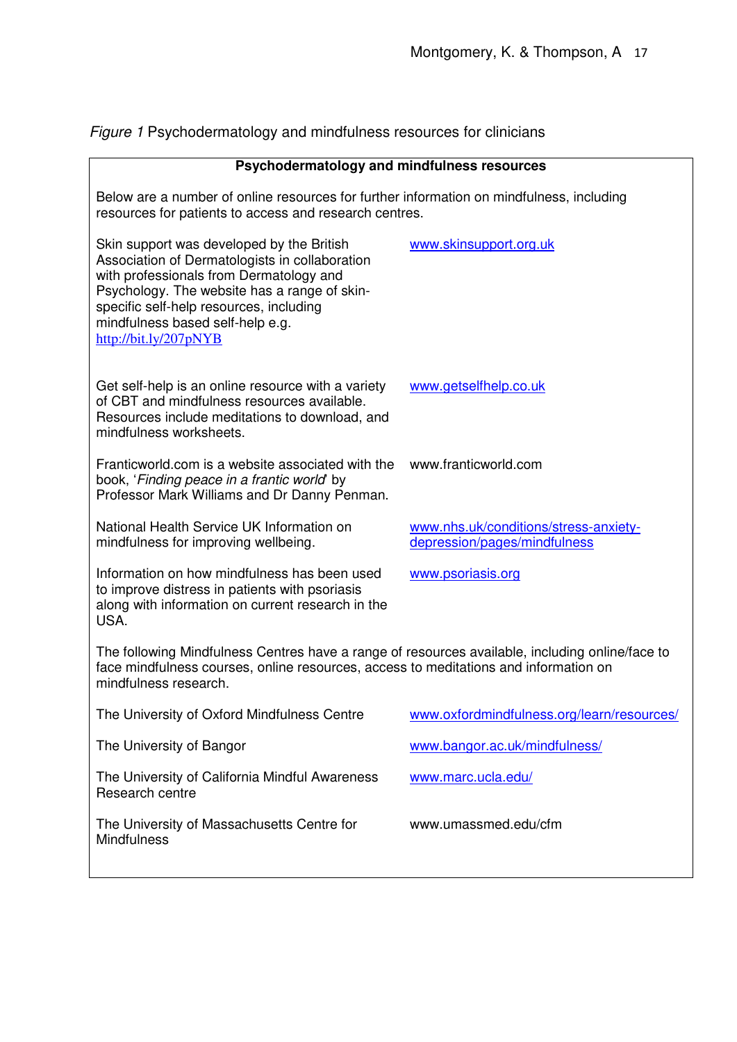*Figure 1* Psychodermatology and mindfulness resources for clinicians

| **Psychodermatology and mindfulness resources** | |
|---|---|
| Below are a number of online resources for further information on mindfulness, including resources for patients to access and research centres. | |
| Skin support was developed by the British Association of Dermatologists in collaboration with professionals from Dermatology and Psychology. The website has a range of skin-specific self-help resources, including mindfulness based self-help e.g. http://bit.ly/207pNYB | www.skinsupport.org.uk |
| Get self-help is an online resource with a variety of CBT and mindfulness resources available. Resources include meditations to download, and mindfulness worksheets. | www.getselfhelp.co.uk |
| Franticworld.com is a website associated with the book, '*Finding peace in a frantic world*' by Professor Mark Williams and Dr Danny Penman. | www.franticworld.com |
| National Health Service UK Information on mindfulness for improving wellbeing. | www.nhs.uk/conditions/stress-anxiety-depression/pages/mindfulness |
| Information on how mindfulness has been used to improve distress in patients with psoriasis along with information on current research in the USA. | www.psoriasis.org |
| The following Mindfulness Centres have a range of resources available, including online/face to face mindfulness courses, online resources, access to meditations and information on mindfulness research. | |
| The University of Oxford Mindfulness Centre | www.oxfordmindfulness.org/learn/resources/ |
| The University of Bangor | www.bangor.ac.uk/mindfulness/ |
| The University of California Mindful Awareness Research centre | www.marc.ucla.edu/ |
| The University of Massachusetts Centre for Mindfulness | www.umassmed.edu/cfm |